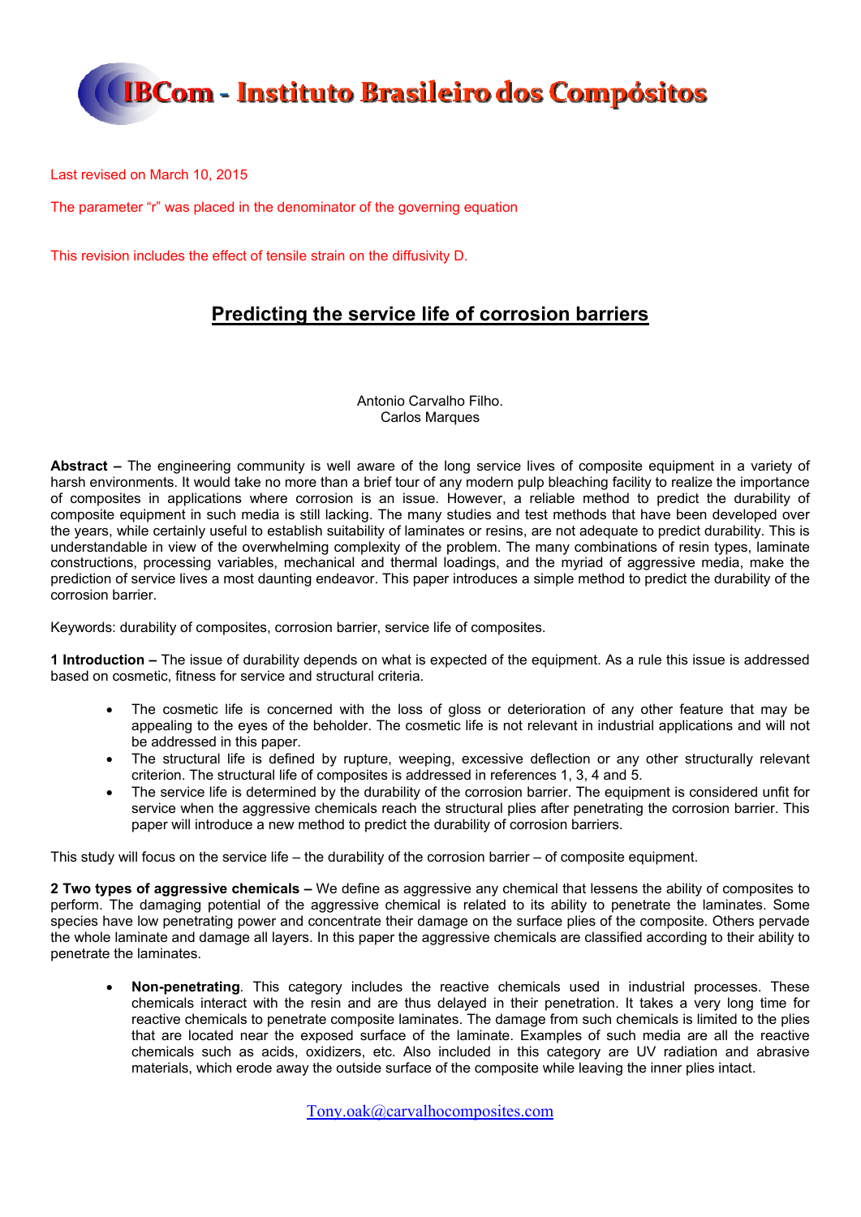IBCom - Instituto Brasileiro dos Compósitos

Last revised on March 10, 2015

The parameter "r" was placed in the denominator of the governing equation

This revision includes the effect of tensile strain on the diffusivity D.

# Predicting the service life of corrosion barriers

Antonio Carvalho Filho.
Carlos Marques

**Abstract –** The engineering community is well aware of the long service lives of composite equipment in a variety of harsh environments. It would take no more than a brief tour of any modern pulp bleaching facility to realize the importance of composites in applications where corrosion is an issue. However, a reliable method to predict the durability of composite equipment in such media is still lacking. The many studies and test methods that have been developed over the years, while certainly useful to establish suitability of laminates or resins, are not adequate to predict durability. This is understandable in view of the overwhelming complexity of the problem. The many combinations of resin types, laminate constructions, processing variables, mechanical and thermal loadings, and the myriad of aggressive media, make the prediction of service lives a most daunting endeavor. This paper introduces a simple method to predict the durability of the corrosion barrier.

Keywords: durability of composites, corrosion barrier, service life of composites.

**1 Introduction –** The issue of durability depends on what is expected of the equipment. As a rule this issue is addressed based on cosmetic, fitness for service and structural criteria.

- The cosmetic life is concerned with the loss of gloss or deterioration of any other feature that may be appealing to the eyes of the beholder. The cosmetic life is not relevant in industrial applications and will not be addressed in this paper.
- The structural life is defined by rupture, weeping, excessive deflection or any other structurally relevant criterion. The structural life of composites is addressed in references 1, 3, 4 and 5.
- The service life is determined by the durability of the corrosion barrier. The equipment is considered unfit for service when the aggressive chemicals reach the structural plies after penetrating the corrosion barrier. This paper will introduce a new method to predict the durability of corrosion barriers.

This study will focus on the service life – the durability of the corrosion barrier – of composite equipment.

**2 Two types of aggressive chemicals –** We define as aggressive any chemical that lessens the ability of composites to perform. The damaging potential of the aggressive chemical is related to its ability to penetrate the laminates. Some species have low penetrating power and concentrate their damage on the surface plies of the composite. Others pervade the whole laminate and damage all layers. In this paper the aggressive chemicals are classified according to their ability to penetrate the laminates.

- **Non-penetrating**. This category includes the reactive chemicals used in industrial processes. These chemicals interact with the resin and are thus delayed in their penetration. It takes a very long time for reactive chemicals to penetrate composite laminates. The damage from such chemicals is limited to the plies that are located near the exposed surface of the laminate. Examples of such media are all the reactive chemicals such as acids, oxidizers, etc. Also included in this category are UV radiation and abrasive materials, which erode away the outside surface of the composite while leaving the inner plies intact.

Tony.oak@carvalhocomposites.com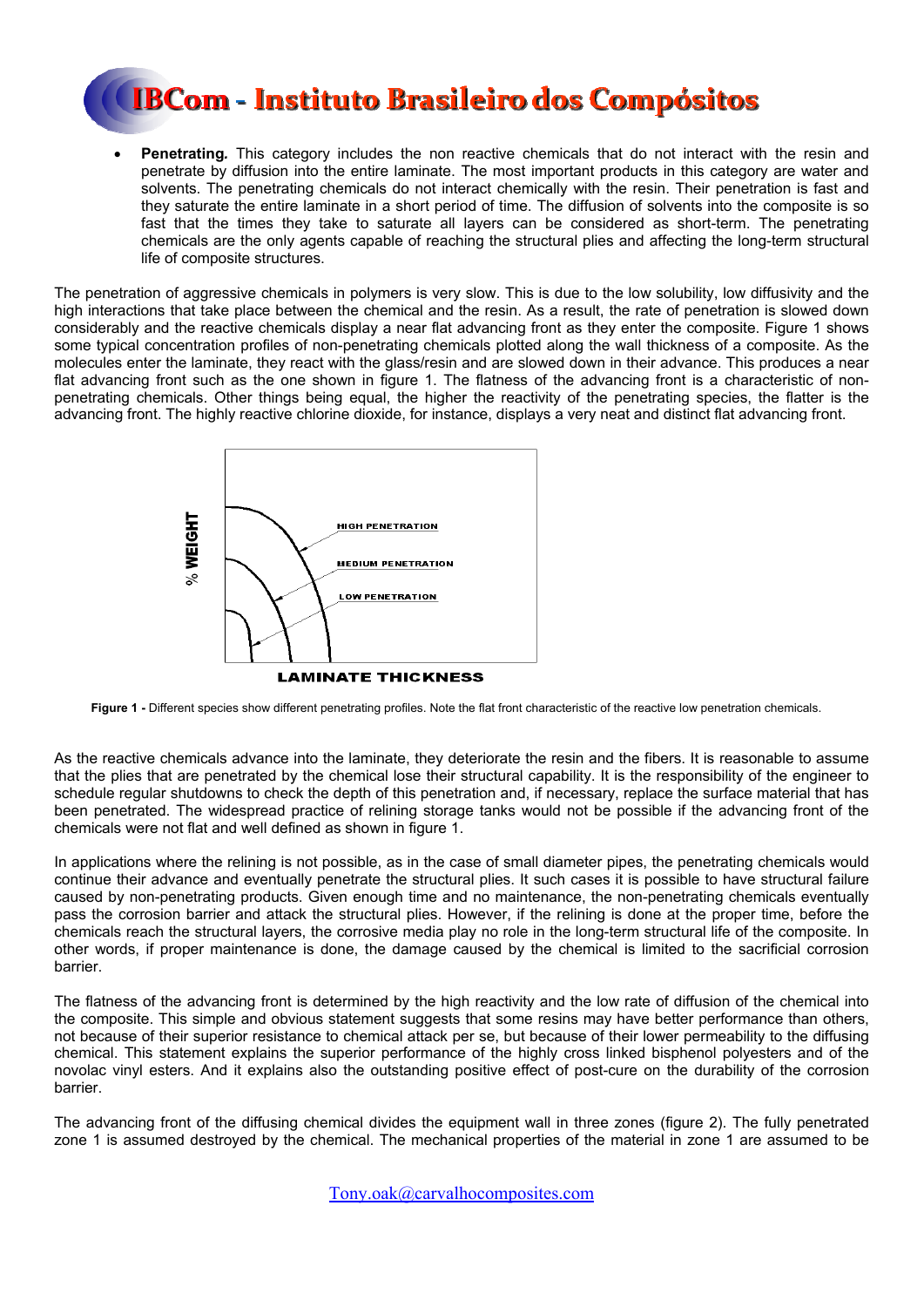- **Penetrating.** This category includes the non reactive chemicals that do not interact with the resin and penetrate by diffusion into the entire laminate. The most important products in this category are water and solvents. The penetrating chemicals do not interact chemically with the resin. Their penetration is fast and they saturate the entire laminate in a short period of time. The diffusion of solvents into the composite is so fast that the times they take to saturate all layers can be considered as short-term. The penetrating chemicals are the only agents capable of reaching the structural plies and affecting the long-term structural life of composite structures.

The penetration of aggressive chemicals in polymers is very slow. This is due to the low solubility, low diffusivity and the high interactions that take place between the chemical and the resin. As a result, the rate of penetration is slowed down considerably and the reactive chemicals display a near flat advancing front as they enter the composite. Figure 1 shows some typical concentration profiles of non-penetrating chemicals plotted along the wall thickness of a composite. As the molecules enter the laminate, they react with the glass/resin and are slowed down in their advance. This produces a near flat advancing front such as the one shown in figure 1. The flatness of the advancing front is a characteristic of non-penetrating chemicals. Other things being equal, the higher the reactivity of the penetrating species, the flatter is the advancing front. The highly reactive chlorine dioxide, for instance, displays a very neat and distinct flat advancing front.

**Figure 1 -** Different species show different penetrating profiles. Note the flat front characteristic of the reactive low penetration chemicals.

As the reactive chemicals advance into the laminate, they deteriorate the resin and the fibers. It is reasonable to assume that the plies that are penetrated by the chemical lose their structural capability. It is the responsibility of the engineer to schedule regular shutdowns to check the depth of this penetration and, if necessary, replace the surface material that has been penetrated. The widespread practice of relining storage tanks would not be possible if the advancing front of the chemicals were not flat and well defined as shown in figure 1.

In applications where the relining is not possible, as in the case of small diameter pipes, the penetrating chemicals would continue their advance and eventually penetrate the structural plies. It such cases it is possible to have structural failure caused by non-penetrating products. Given enough time and no maintenance, the non-penetrating chemicals eventually pass the corrosion barrier and attack the structural plies. However, if the relining is done at the proper time, before the chemicals reach the structural layers, the corrosive media play no role in the long-term structural life of the composite. In other words, if proper maintenance is done, the damage caused by the chemical is limited to the sacrificial corrosion barrier.

The flatness of the advancing front is determined by the high reactivity and the low rate of diffusion of the chemical into the composite. This simple and obvious statement suggests that some resins may have better performance than others, not because of their superior resistance to chemical attack per se, but because of their lower permeability to the diffusing chemical. This statement explains the superior performance of the highly cross linked bisphenol polyesters and of the novolac vinyl esters. And it explains also the outstanding positive effect of post-cure on the durability of the corrosion barrier.

The advancing front of the diffusing chemical divides the equipment wall in three zones (figure 2). The fully penetrated zone 1 is assumed destroyed by the chemical. The mechanical properties of the material in zone 1 are assumed to be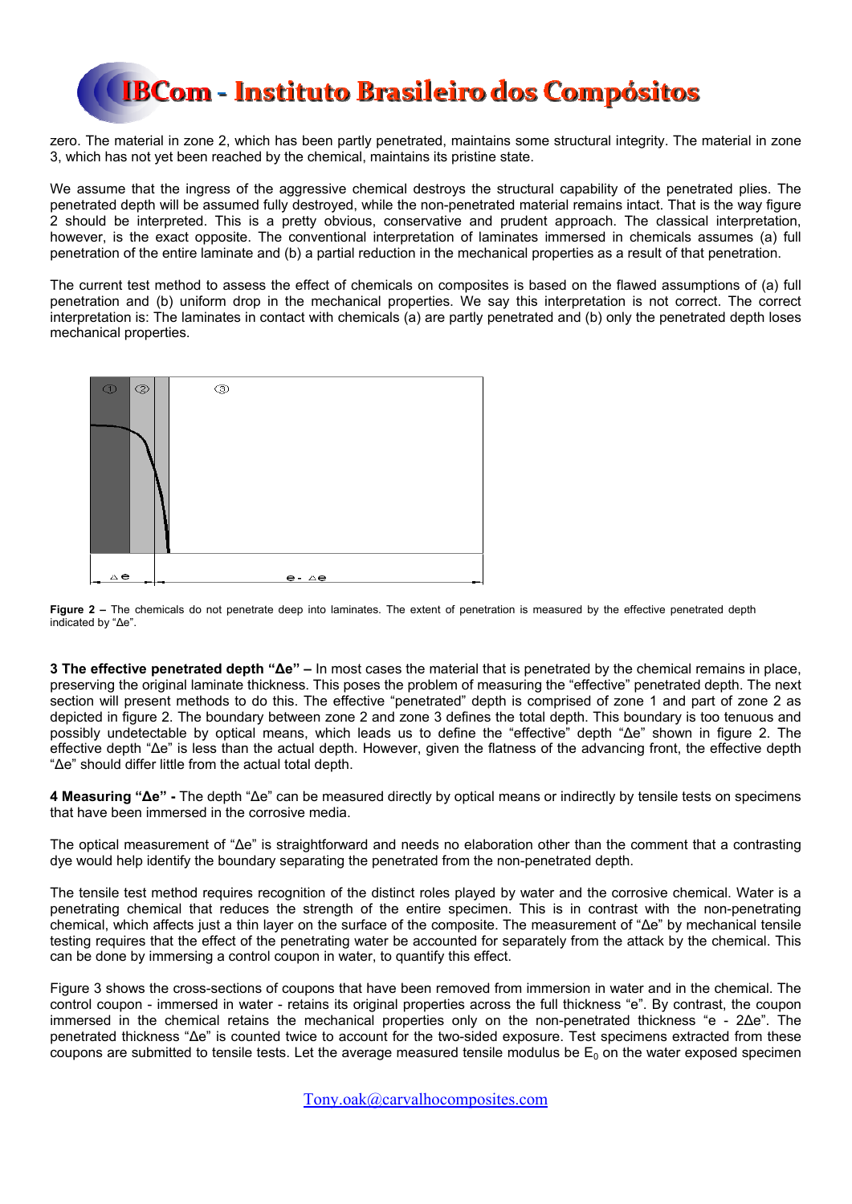zero. The material in zone 2, which has been partly penetrated, maintains some structural integrity. The material in zone 3, which has not yet been reached by the chemical, maintains its pristine state.

We assume that the ingress of the aggressive chemical destroys the structural capability of the penetrated plies. The penetrated depth will be assumed fully destroyed, while the non-penetrated material remains intact. That is the way figure 2 should be interpreted. This is a pretty obvious, conservative and prudent approach. The classical interpretation, however, is the exact opposite. The conventional interpretation of laminates immersed in chemicals assumes (a) full penetration of the entire laminate and (b) a partial reduction in the mechanical properties as a result of that penetration.

The current test method to assess the effect of chemicals on composites is based on the flawed assumptions of (a) full penetration and (b) uniform drop in the mechanical properties. We say this interpretation is not correct. The correct interpretation is: The laminates in contact with chemicals (a) are partly penetrated and (b) only the penetrated depth loses mechanical properties.

**Figure 2 –** The chemicals do not penetrate deep into laminates. The extent of penetration is measured by the effective penetrated depth indicated by "Δe".

**3 The effective penetrated depth "Δe" –** In most cases the material that is penetrated by the chemical remains in place, preserving the original laminate thickness. This poses the problem of measuring the "effective" penetrated depth. The next section will present methods to do this. The effective "penetrated" depth is comprised of zone 1 and part of zone 2 as depicted in figure 2. The boundary between zone 2 and zone 3 defines the total depth. This boundary is too tenuous and possibly undetectable by optical means, which leads us to define the "effective" depth "Δe" shown in figure 2. The effective depth "Δe" is less than the actual depth. However, given the flatness of the advancing front, the effective depth "Δe" should differ little from the actual total depth.

**4 Measuring "Δe" -** The depth "Δe" can be measured directly by optical means or indirectly by tensile tests on specimens that have been immersed in the corrosive media.

The optical measurement of "Δe" is straightforward and needs no elaboration other than the comment that a contrasting dye would help identify the boundary separating the penetrated from the non-penetrated depth.

The tensile test method requires recognition of the distinct roles played by water and the corrosive chemical. Water is a penetrating chemical that reduces the strength of the entire specimen. This is in contrast with the non-penetrating chemical, which affects just a thin layer on the surface of the composite. The measurement of "Δe" by mechanical tensile testing requires that the effect of the penetrating water be accounted for separately from the attack by the chemical. This can be done by immersing a control coupon in water, to quantify this effect.

Figure 3 shows the cross-sections of coupons that have been removed from immersion in water and in the chemical. The control coupon - immersed in water - retains its original properties across the full thickness "e". By contrast, the coupon immersed in the chemical retains the mechanical properties only on the non-penetrated thickness "e - 2Δe". The penetrated thickness "Δe" is counted twice to account for the two-sided exposure. Test specimens extracted from these coupons are submitted to tensile tests. Let the average measured tensile modulus be $E_0$ on the water exposed specimen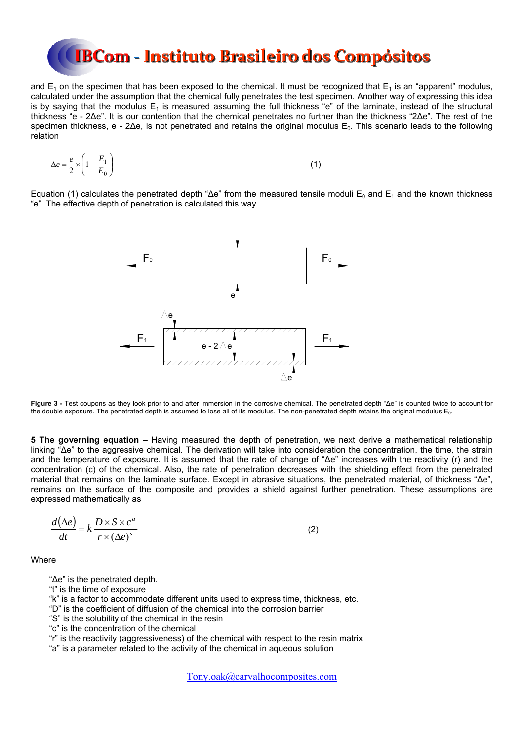and $E_1$ on the specimen that has been exposed to the chemical. It must be recognized that $E_1$ is an "apparent" modulus, calculated under the assumption that the chemical fully penetrates the test specimen. Another way of expressing this idea is by saying that the modulus $E_1$ is measured assuming the full thickness "e" of the laminate, instead of the structural thickness "e - 2Δe". It is our contention that the chemical penetrates no further than the thickness "2Δe". The rest of the specimen thickness, e - 2Δe, is not penetrated and retains the original modulus $E_0$. This scenario leads to the following relation

$$\Delta e = \frac{e}{2} \times \left(1 - \frac{E_1}{E_0}\right) \tag{1}$$

Equation (1) calculates the penetrated depth "Δe" from the measured tensile moduli $E_0$ and $E_1$ and the known thickness "e". The effective depth of penetration is calculated this way.

**Figure 3 -** Test coupons as they look prior to and after immersion in the corrosive chemical. The penetrated depth "Δe" is counted twice to account for the double exposure. The penetrated depth is assumed to lose all of its modulus. The non-penetrated depth retains the original modulus $E_0$.

**5 The governing equation –** Having measured the depth of penetration, we next derive a mathematical relationship linking "Δe" to the aggressive chemical. The derivation will take into consideration the concentration, the time, the strain and the temperature of exposure. It is assumed that the rate of change of "Δe" increases with the reactivity (r) and the concentration (c) of the chemical. Also, the rate of penetration decreases with the shielding effect from the penetrated material that remains on the laminate surface. Except in abrasive situations, the penetrated material, of thickness "Δe", remains on the surface of the composite and provides a shield against further penetration. These assumptions are expressed mathematically as

$$\frac{d(\Delta e)}{dt} = k\frac{D \times S \times c^a}{r \times (\Delta e)^s} \tag{2}$$

Where

- "Δe" is the penetrated depth.
- "t" is the time of exposure
- "k" is a factor to accommodate different units used to express time, thickness, etc.
- "D" is the coefficient of diffusion of the chemical into the corrosion barrier
- "S" is the solubility of the chemical in the resin
- "c" is the concentration of the chemical
- "r" is the reactivity (aggressiveness) of the chemical with respect to the resin matrix
- "a" is a parameter related to the activity of the chemical in aqueous solution

Tony.oak@carvalhocomposites.com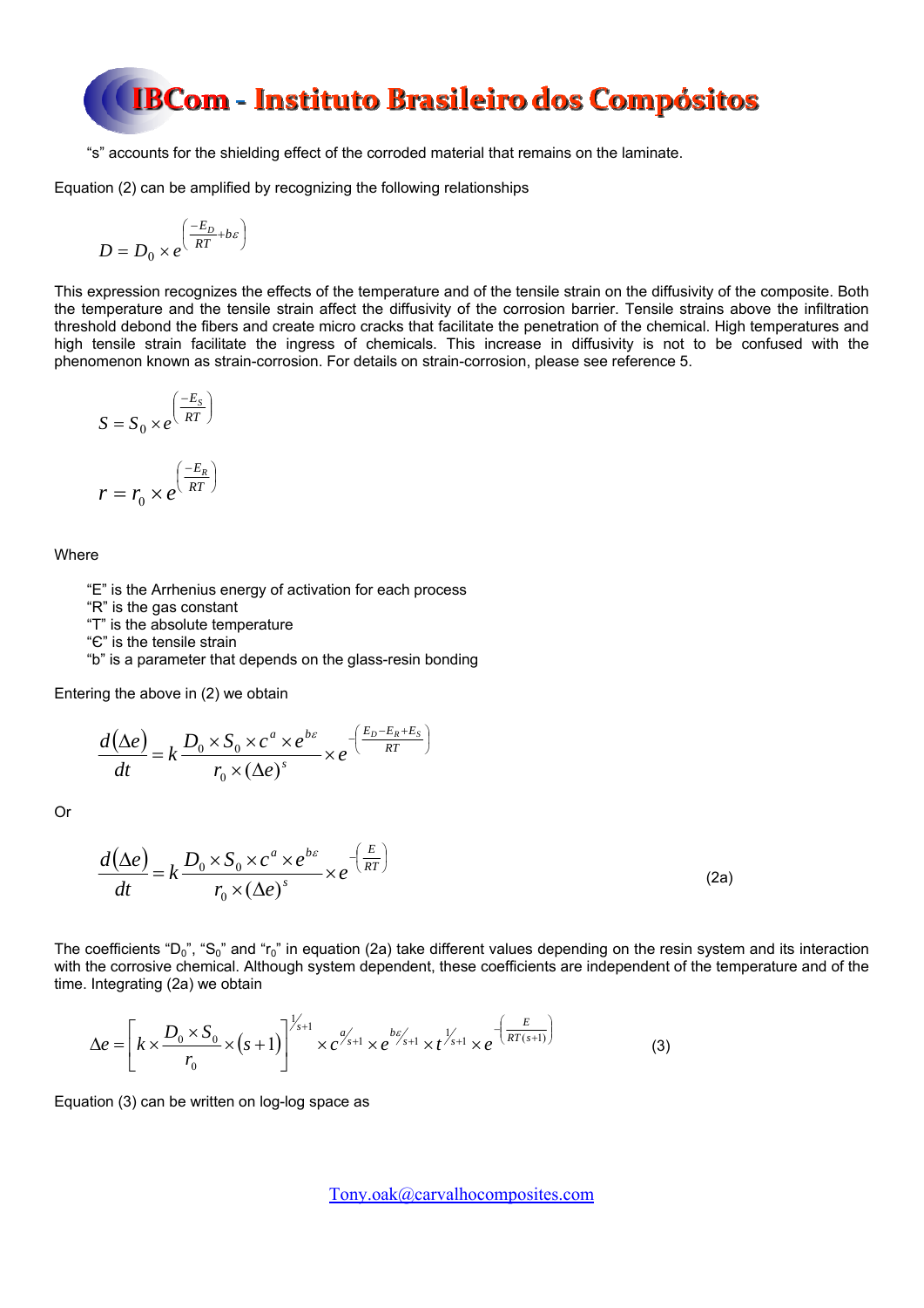"s" accounts for the shielding effect of the corroded material that remains on the laminate.

Equation (2) can be amplified by recognizing the following relationships

$$D = D_0 \times e^{\left(\frac{-E_D}{RT} + b\varepsilon\right)}$$

This expression recognizes the effects of the temperature and of the tensile strain on the diffusivity of the composite. Both the temperature and the tensile strain affect the diffusivity of the corrosion barrier. Tensile strains above the infiltration threshold debond the fibers and create micro cracks that facilitate the penetration of the chemical. High temperatures and high tensile strain facilitate the ingress of chemicals. This increase in diffusivity is not to be confused with the phenomenon known as strain-corrosion. For details on strain-corrosion, please see reference 5.

$$S = S_0 \times e^{\left(\frac{-E_S}{RT}\right)}$$

$$r = r_0 \times e^{\left(\frac{-E_R}{RT}\right)}$$

Where

- "E" is the Arrhenius energy of activation for each process
- "R" is the gas constant
- "T" is the absolute temperature
- "Є" is the tensile strain
- "b" is a parameter that depends on the glass-resin bonding

Entering the above in (2) we obtain

$$\frac{d(\Delta e)}{dt} = k\frac{D_0 \times S_0 \times c^a \times e^{b\varepsilon}}{r_0 \times (\Delta e)^s} \times e^{-\left(\frac{E_D - E_R + E_S}{RT}\right)}$$

Or

$$\frac{d(\Delta e)}{dt} = k\frac{D_0 \times S_0 \times c^a \times e^{b\varepsilon}}{r_0 \times (\Delta e)^s} \times e^{-\left(\frac{E}{RT}\right)} \tag{2a}$$

The coefficients "$D_0$", "$S_0$" and "$r_0$" in equation (2a) take different values depending on the resin system and its interaction with the corrosive chemical. Although system dependent, these coefficients are independent of the temperature and of the time. Integrating (2a) we obtain

$$\Delta e = \left[k \times \frac{D_0 \times S_0}{r_0} \times (s+1)\right]^{1/s+1} \times c^{a/s+1} \times e^{b\varepsilon/s+1} \times t^{1/s+1} \times e^{-\left(\frac{E}{RT(s+1)}\right)} \tag{3}$$

Equation (3) can be written on log-log space as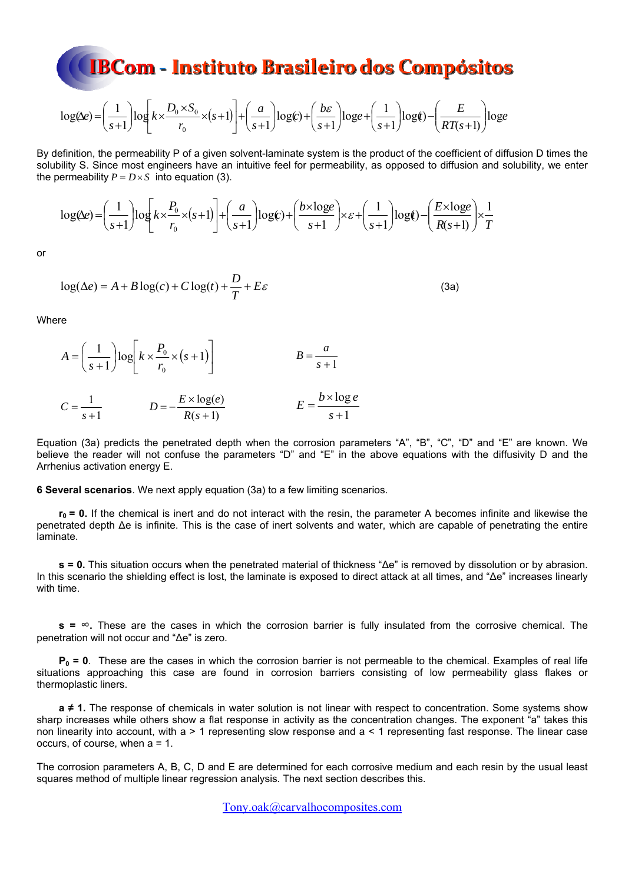$$\log(\Delta e) = \left(\frac{1}{s+1}\right)\log\left[k\times\frac{D_0\times S_0}{r_0}\times(s+1)\right]+\left(\frac{a}{s+1}\right)\log(c)+\left(\frac{b\varepsilon}{s+1}\right)\log e+\left(\frac{1}{s+1}\right)\log(t)-\left(\frac{E}{RT(s+1)}\right)\log e$$

By definition, the permeability P of a given solvent-laminate system is the product of the coefficient of diffusion D times the solubility S. Since most engineers have an intuitive feel for permeability, as opposed to diffusion and solubility, we enter the permeability $P = D\times S$ into equation (3).

$$\log(\Delta e) = \left(\frac{1}{s+1}\right)\log\left[k\times\frac{P_0}{r_0}\times(s+1)\right]+\left(\frac{a}{s+1}\right)\log(c)+\left(\frac{b\times\log e}{s+1}\right)\times\varepsilon+\left(\frac{1}{s+1}\right)\log(t)-\left(\frac{E\times\log e}{R(s+1)}\right)\times\frac{1}{T}$$

or

$$\log(\Delta e) = A + B\log(c) + C\log(t) + \frac{D}{T} + E\varepsilon \qquad \text{(3a)}$$

Where

$$A = \left(\frac{1}{s+1}\right)\log\left[k\times\frac{P_0}{r_0}\times(s+1)\right] \qquad B = \frac{a}{s+1}$$

$$C = \frac{1}{s+1} \qquad D = -\frac{E\times\log(e)}{R(s+1)} \qquad E = \frac{b\times\log e}{s+1}$$

Equation (3a) predicts the penetrated depth when the corrosion parameters "A", "B", "C", "D" and "E" are known. We believe the reader will not confuse the parameters "D" and "E" in the above equations with the diffusivity D and the Arrhenius activation energy E.

**6 Several scenarios**. We next apply equation (3a) to a few limiting scenarios.

**$r_0$ = 0.** If the chemical is inert and do not interact with the resin, the parameter A becomes infinite and likewise the penetrated depth Δe is infinite. This is the case of inert solvents and water, which are capable of penetrating the entire laminate.

**s = 0.** This situation occurs when the penetrated material of thickness "Δe" is removed by dissolution or by abrasion. In this scenario the shielding effect is lost, the laminate is exposed to direct attack at all times, and "Δe" increases linearly with time.

**s = ∞.** These are the cases in which the corrosion barrier is fully insulated from the corrosive chemical. The penetration will not occur and "Δe" is zero.

**$P_0$ = 0**. These are the cases in which the corrosion barrier is not permeable to the chemical. Examples of real life situations approaching this case are found in corrosion barriers consisting of low permeability glass flakes or thermoplastic liners.

**a ≠ 1.** The response of chemicals in water solution is not linear with respect to concentration. Some systems show sharp increases while others show a flat response in activity as the concentration changes. The exponent "a" takes this non linearity into account, with a > 1 representing slow response and a < 1 representing fast response. The linear case occurs, of course, when a = 1.

The corrosion parameters A, B, C, D and E are determined for each corrosive medium and each resin by the usual least squares method of multiple linear regression analysis. The next section describes this.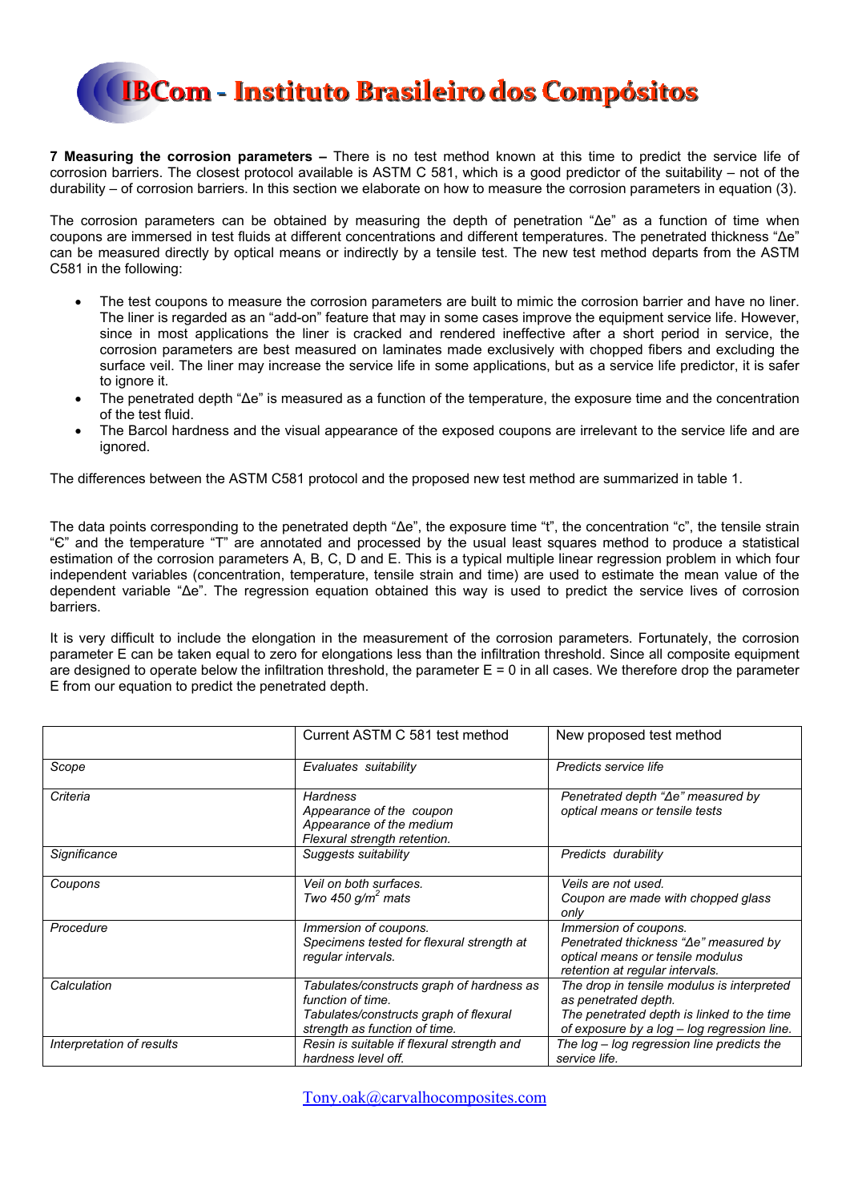**7 Measuring the corrosion parameters –** There is no test method known at this time to predict the service life of corrosion barriers. The closest protocol available is ASTM C 581, which is a good predictor of the suitability – not of the durability – of corrosion barriers. In this section we elaborate on how to measure the corrosion parameters in equation (3).

The corrosion parameters can be obtained by measuring the depth of penetration "Δe" as a function of time when coupons are immersed in test fluids at different concentrations and different temperatures. The penetrated thickness "Δe" can be measured directly by optical means or indirectly by a tensile test. The new test method departs from the ASTM C581 in the following:

- The test coupons to measure the corrosion parameters are built to mimic the corrosion barrier and have no liner. The liner is regarded as an "add-on" feature that may in some cases improve the equipment service life. However, since in most applications the liner is cracked and rendered ineffective after a short period in service, the corrosion parameters are best measured on laminates made exclusively with chopped fibers and excluding the surface veil. The liner may increase the service life in some applications, but as a service life predictor, it is safer to ignore it.
- The penetrated depth "Δe" is measured as a function of the temperature, the exposure time and the concentration of the test fluid.
- The Barcol hardness and the visual appearance of the exposed coupons are irrelevant to the service life and are ignored.

The differences between the ASTM C581 protocol and the proposed new test method are summarized in table 1.

The data points corresponding to the penetrated depth "Δe", the exposure time "t", the concentration "c", the tensile strain "Є" and the temperature "T" are annotated and processed by the usual least squares method to produce a statistical estimation of the corrosion parameters A, B, C, D and E. This is a typical multiple linear regression problem in which four independent variables (concentration, temperature, tensile strain and time) are used to estimate the mean value of the dependent variable "Δe". The regression equation obtained this way is used to predict the service lives of corrosion barriers.

It is very difficult to include the elongation in the measurement of the corrosion parameters. Fortunately, the corrosion parameter E can be taken equal to zero for elongations less than the infiltration threshold. Since all composite equipment are designed to operate below the infiltration threshold, the parameter E = 0 in all cases. We therefore drop the parameter E from our equation to predict the penetrated depth.

| | Current ASTM C 581 test method | New proposed test method |
|---|---|---|
| *Scope* | *Evaluates suitability* | *Predicts service life* |
| *Criteria* | *Hardness*<br>*Appearance of the coupon*<br>*Appearance of the medium*<br>*Flexural strength retention.* | *Penetrated depth "Δe" measured by optical means or tensile tests* |
| *Significance* | *Suggests suitability* | *Predicts durability* |
| *Coupons* | *Veil on both surfaces.*<br>*Two 450 g/m$^2$ mats* | *Veils are not used.*<br>*Coupon are made with chopped glass only* |
| *Procedure* | *Immersion of coupons.*<br>*Specimens tested for flexural strength at regular intervals.* | *Immersion of coupons.*<br>*Penetrated thickness "Δe" measured by optical means or tensile modulus retention at regular intervals.* |
| *Calculation* | *Tabulates/constructs graph of hardness as function of time.*<br>*Tabulates/constructs graph of flexural strength as function of time.* | *The drop in tensile modulus is interpreted as penetrated depth.*<br>*The penetrated depth is linked to the time of exposure by a log – log regression line.* |
| *Interpretation of results* | *Resin is suitable if flexural strength and hardness level off.* | *The log – log regression line predicts the service life.* |

Tony.oak@carvalhocomposites.com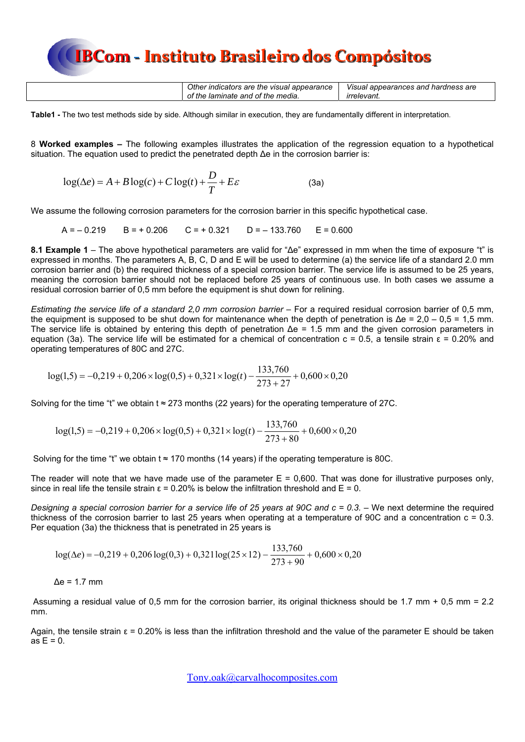| | Other indicators are the visual appearance of the laminate and of the media. | Visual appearances and hardness are irrelevant. |
|---|---|---|

**Table1 -** The two test methods side by side. Although similar in execution, they are fundamentally different in interpretation.

8 **Worked examples –** The following examples illustrates the application of the regression equation to a hypothetical situation. The equation used to predict the penetrated depth Δe in the corrosion barrier is:

$$\log(\Delta e) = A + B\log(c) + C\log(t) + \frac{D}{T} + E\varepsilon \qquad (3a)$$

We assume the following corrosion parameters for the corrosion barrier in this specific hypothetical case.

A = – 0.219 B = + 0.206 C = + 0.321 D = – 133.760 E = 0.600

**8.1 Example 1** – The above hypothetical parameters are valid for "Δe" expressed in mm when the time of exposure "t" is expressed in months. The parameters A, B, C, D and E will be used to determine (a) the service life of a standard 2.0 mm corrosion barrier and (b) the required thickness of a special corrosion barrier. The service life is assumed to be 25 years, meaning the corrosion barrier should not be replaced before 25 years of continuous use. In both cases we assume a residual corrosion barrier of 0,5 mm before the equipment is shut down for relining.

*Estimating the service life of a standard 2,0 mm corrosion barrier* – For a required residual corrosion barrier of 0,5 mm, the equipment is supposed to be shut down for maintenance when the depth of penetration is Δe = 2,0 – 0,5 = 1,5 mm. The service life is obtained by entering this depth of penetration Δe = 1.5 mm and the given corrosion parameters in equation (3a). The service life will be estimated for a chemical of concentration c = 0.5, a tensile strain ε = 0.20% and operating temperatures of 80C and 27C.

$$\log(1{,}5) = -0{,}219 + 0{,}206 \times \log(0{,}5) + 0{,}321 \times \log(t) - \frac{133{,}760}{273 + 27} + 0{,}600 \times 0{,}20$$

Solving for the time "t" we obtain t ≈ 273 months (22 years) for the operating temperature of 27C.

$$\log(1{,}5) = -0{,}219 + 0{,}206 \times \log(0{,}5) + 0{,}321 \times \log(t) - \frac{133{,}760}{273 + 80} + 0{,}600 \times 0{,}20$$

Solving for the time "t" we obtain t ≈ 170 months (14 years) if the operating temperature is 80C.

The reader will note that we have made use of the parameter E = 0,600. That was done for illustrative purposes only, since in real life the tensile strain ε = 0.20% is below the infiltration threshold and E = 0.

*Designing a special corrosion barrier for a service life of 25 years at 90C and c = 0.3.* – We next determine the required thickness of the corrosion barrier to last 25 years when operating at a temperature of 90C and a concentration c = 0.3. Per equation (3a) the thickness that is penetrated in 25 years is

$$\log(\Delta e) = -0{,}219 + 0{,}206\log(0{,}3) + 0{,}321\log(25 \times 12) - \frac{133{,}760}{273 + 90} + 0{,}600 \times 0{,}20$$

Δe = 1.7 mm

Assuming a residual value of 0,5 mm for the corrosion barrier, its original thickness should be 1.7 mm + 0,5 mm = 2.2 mm.

Again, the tensile strain ε = 0.20% is less than the infiltration threshold and the value of the parameter E should be taken as E = 0.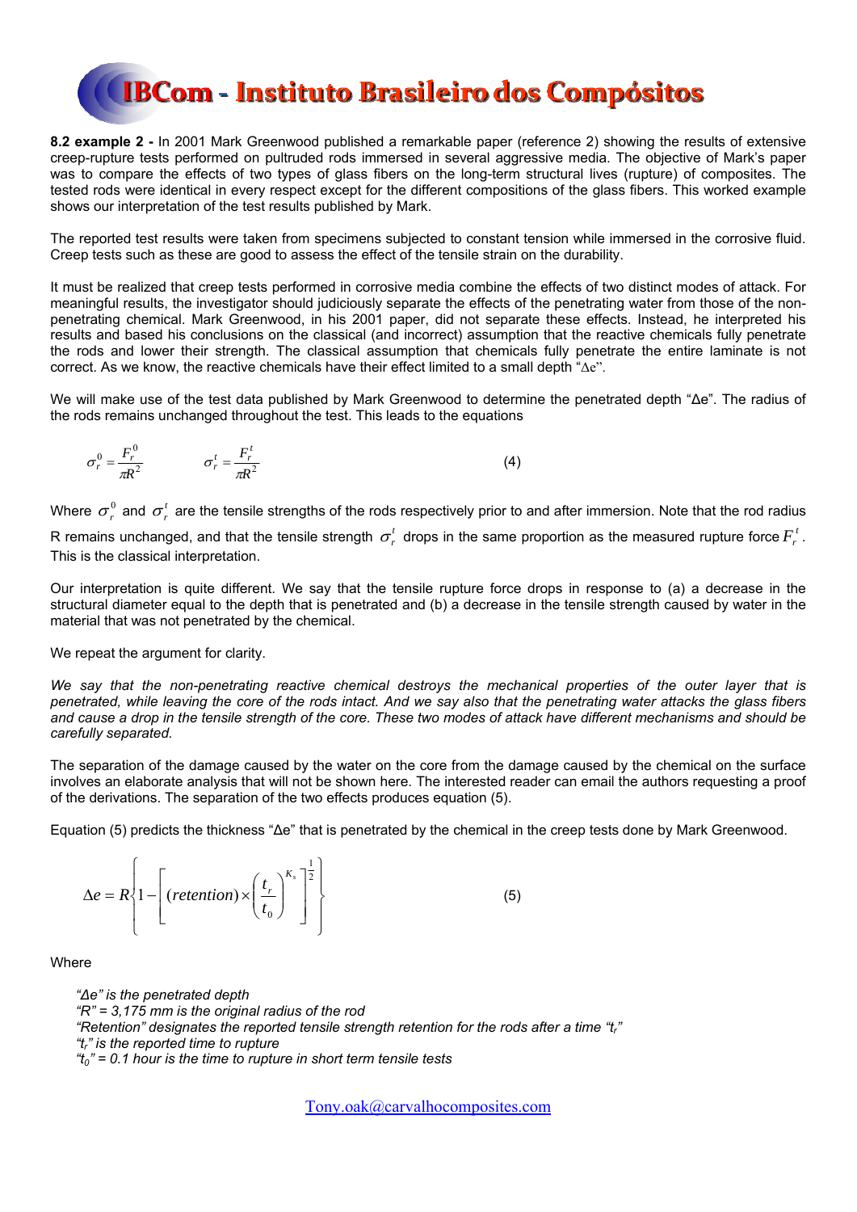**8.2 example 2 -** In 2001 Mark Greenwood published a remarkable paper (reference 2) showing the results of extensive creep-rupture tests performed on pultruded rods immersed in several aggressive media. The objective of Mark's paper was to compare the effects of two types of glass fibers on the long-term structural lives (rupture) of composites. The tested rods were identical in every respect except for the different compositions of the glass fibers. This worked example shows our interpretation of the test results published by Mark.

The reported test results were taken from specimens subjected to constant tension while immersed in the corrosive fluid. Creep tests such as these are good to assess the effect of the tensile strain on the durability.

It must be realized that creep tests performed in corrosive media combine the effects of two distinct modes of attack. For meaningful results, the investigator should judiciously separate the effects of the penetrating water from those of the non-penetrating chemical. Mark Greenwood, in his 2001 paper, did not separate these effects. Instead, he interpreted his results and based his conclusions on the classical (and incorrect) assumption that the reactive chemicals fully penetrate the rods and lower their strength. The classical assumption that chemicals fully penetrate the entire laminate is not correct. As we know, the reactive chemicals have their effect limited to a small depth "Δe".

We will make use of the test data published by Mark Greenwood to determine the penetrated depth "Δe". The radius of the rods remains unchanged throughout the test. This leads to the equations

$$\sigma_r^0 = \frac{F_r^0}{\pi R^2} \qquad \sigma_r^t = \frac{F_r^t}{\pi R^2} \tag{4}$$

Where $\sigma_r^0$ and $\sigma_r^t$ are the tensile strengths of the rods respectively prior to and after immersion. Note that the rod radius R remains unchanged, and that the tensile strength $\sigma_r^t$ drops in the same proportion as the measured rupture force $F_r^t$. This is the classical interpretation.

Our interpretation is quite different. We say that the tensile rupture force drops in response to (a) a decrease in the structural diameter equal to the depth that is penetrated and (b) a decrease in the tensile strength caused by water in the material that was not penetrated by the chemical.

We repeat the argument for clarity.

*We say that the non-penetrating reactive chemical destroys the mechanical properties of the outer layer that is penetrated, while leaving the core of the rods intact. And we say also that the penetrating water attacks the glass fibers and cause a drop in the tensile strength of the core. These two modes of attack have different mechanisms and should be carefully separated.*

The separation of the damage caused by the water on the core from the damage caused by the chemical on the surface involves an elaborate analysis that will not be shown here. The interested reader can email the authors requesting a proof of the derivations. The separation of the two effects produces equation (5).

Equation (5) predicts the thickness "Δe" that is penetrated by the chemical in the creep tests done by Mark Greenwood.

$$\Delta e = R\left\{1 - \left[(retention) \times \left(\frac{t_r}{t_0}\right)^{K_s}\right]^{\frac{1}{2}}\right\} \tag{5}$$

Where

*"Δe" is the penetrated depth*
*"R" = 3,175 mm is the original radius of the rod*
*"Retention" designates the reported tensile strength retention for the rods after a time "$t_r$"*
*"$t_r$" is the reported time to rupture*
*"$t_0$" = 0.1 hour is the time to rupture in short term tensile tests*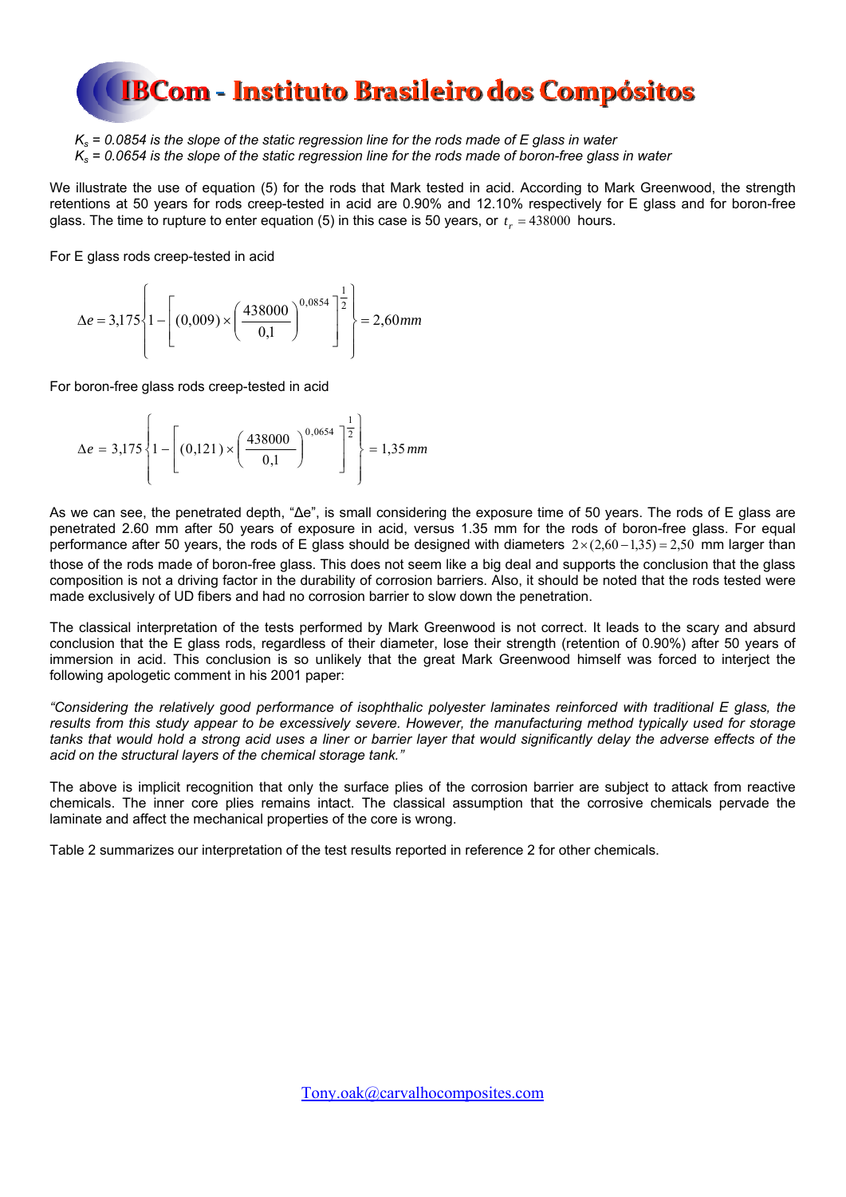*$K_s$ = 0.0854 is the slope of the static regression line for the rods made of E glass in water*
*$K_s$ = 0.0654 is the slope of the static regression line for the rods made of boron-free glass in water*

We illustrate the use of equation (5) for the rods that Mark tested in acid. According to Mark Greenwood, the strength retentions at 50 years for rods creep-tested in acid are 0.90% and 12.10% respectively for E glass and for boron-free glass. The time to rupture to enter equation (5) in this case is 50 years, or $t_r = 438000$ hours.

For E glass rods creep-tested in acid

$$\Delta e = 3{,}175\left\{1 - \left[(0{,}009) \times \left(\frac{438000}{0{,}1}\right)^{0{,}0854}\right]^{\frac{1}{2}}\right\} = 2{,}60mm$$

For boron-free glass rods creep-tested in acid

$$\Delta e = 3{,}175\left\{1 - \left[(0{,}121) \times \left(\frac{438000}{0{,}1}\right)^{0{,}0654}\right]^{\frac{1}{2}}\right\} = 1{,}35\,mm$$

As we can see, the penetrated depth, "Δe", is small considering the exposure time of 50 years. The rods of E glass are penetrated 2.60 mm after 50 years of exposure in acid, versus 1.35 mm for the rods of boron-free glass. For equal performance after 50 years, the rods of E glass should be designed with diameters $2 \times (2{,}60 - 1{,}35) = 2{,}50$ mm larger than those of the rods made of boron-free glass. This does not seem like a big deal and supports the conclusion that the glass composition is not a driving factor in the durability of corrosion barriers. Also, it should be noted that the rods tested were made exclusively of UD fibers and had no corrosion barrier to slow down the penetration.

The classical interpretation of the tests performed by Mark Greenwood is not correct. It leads to the scary and absurd conclusion that the E glass rods, regardless of their diameter, lose their strength (retention of 0.90%) after 50 years of immersion in acid. This conclusion is so unlikely that the great Mark Greenwood himself was forced to interject the following apologetic comment in his 2001 paper:

*"Considering the relatively good performance of isophthalic polyester laminates reinforced with traditional E glass, the results from this study appear to be excessively severe. However, the manufacturing method typically used for storage tanks that would hold a strong acid uses a liner or barrier layer that would significantly delay the adverse effects of the acid on the structural layers of the chemical storage tank."*

The above is implicit recognition that only the surface plies of the corrosion barrier are subject to attack from reactive chemicals. The inner core plies remains intact. The classical assumption that the corrosive chemicals pervade the laminate and affect the mechanical properties of the core is wrong.

Table 2 summarizes our interpretation of the test results reported in reference 2 for other chemicals.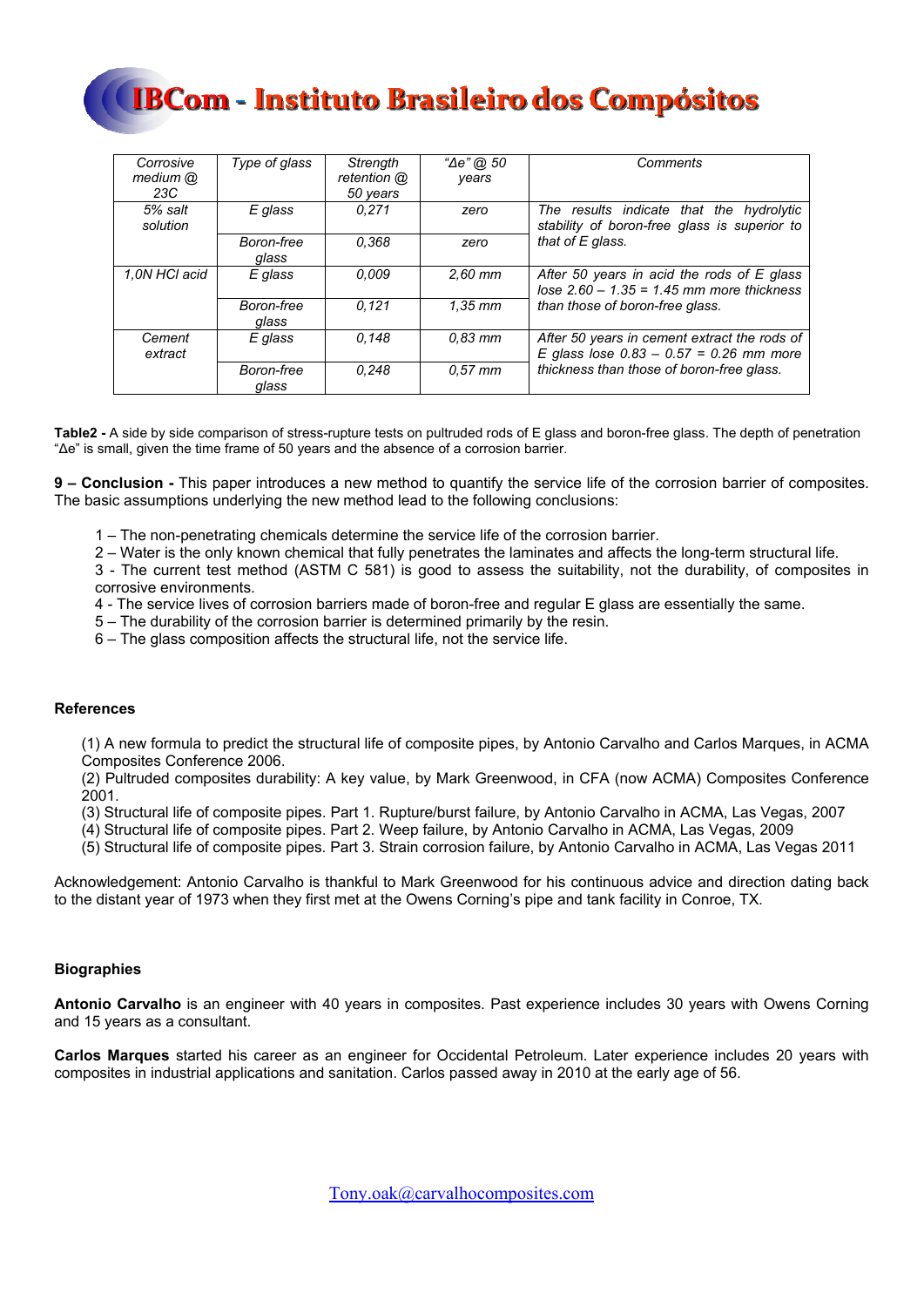| *Corrosive medium @ 23C* | *Type of glass* | *Strength retention @ 50 years* | *"Δe" @ 50 years* | *Comments* |
|---|---|---|---|---|
| *5% salt solution* | *E glass* | *0,271* | *zero* | *The results indicate that the hydrolytic stability of boron-free glass is superior to that of E glass.* |
| | *Boron-free glass* | *0,368* | *zero* | |
| *1,0N HCl acid* | *E glass* | *0,009* | *2,60 mm* | *After 50 years in acid the rods of E glass lose 2.60 – 1.35 = 1.45 mm more thickness than those of boron-free glass.* |
| | *Boron-free glass* | *0,121* | *1,35 mm* | |
| *Cement extract* | *E glass* | *0,148* | *0,83 mm* | *After 50 years in cement extract the rods of E glass lose 0.83 – 0.57 = 0.26 mm more thickness than those of boron-free glass.* |
| | *Boron-free glass* | *0,248* | *0,57 mm* | |

**Table2 -** A side by side comparison of stress-rupture tests on pultruded rods of E glass and boron-free glass. The depth of penetration "Δe" is small, given the time frame of 50 years and the absence of a corrosion barrier.

**9 – Conclusion -** This paper introduces a new method to quantify the service life of the corrosion barrier of composites. The basic assumptions underlying the new method lead to the following conclusions:

1 – The non-penetrating chemicals determine the service life of the corrosion barrier.
2 – Water is the only known chemical that fully penetrates the laminates and affects the long-term structural life.
3 - The current test method (ASTM C 581) is good to assess the suitability, not the durability, of composites in corrosive environments.
4 - The service lives of corrosion barriers made of boron-free and regular E glass are essentially the same.
5 – The durability of the corrosion barrier is determined primarily by the resin.
6 – The glass composition affects the structural life, not the service life.

**References**

(1) A new formula to predict the structural life of composite pipes, by Antonio Carvalho and Carlos Marques, in ACMA Composites Conference 2006.
(2) Pultruded composites durability: A key value, by Mark Greenwood, in CFA (now ACMA) Composites Conference 2001.
(3) Structural life of composite pipes. Part 1. Rupture/burst failure, by Antonio Carvalho in ACMA, Las Vegas, 2007
(4) Structural life of composite pipes. Part 2. Weep failure, by Antonio Carvalho in ACMA, Las Vegas, 2009
(5) Structural life of composite pipes. Part 3. Strain corrosion failure, by Antonio Carvalho in ACMA, Las Vegas 2011

Acknowledgement: Antonio Carvalho is thankful to Mark Greenwood for his continuous advice and direction dating back to the distant year of 1973 when they first met at the Owens Corning's pipe and tank facility in Conroe, TX.

**Biographies**

**Antonio Carvalho** is an engineer with 40 years in composites. Past experience includes 30 years with Owens Corning and 15 years as a consultant.

**Carlos Marques** started his career as an engineer for Occidental Petroleum. Later experience includes 20 years with composites in industrial applications and sanitation. Carlos passed away in 2010 at the early age of 56.

Tony.oak@carvalhocomposites.com